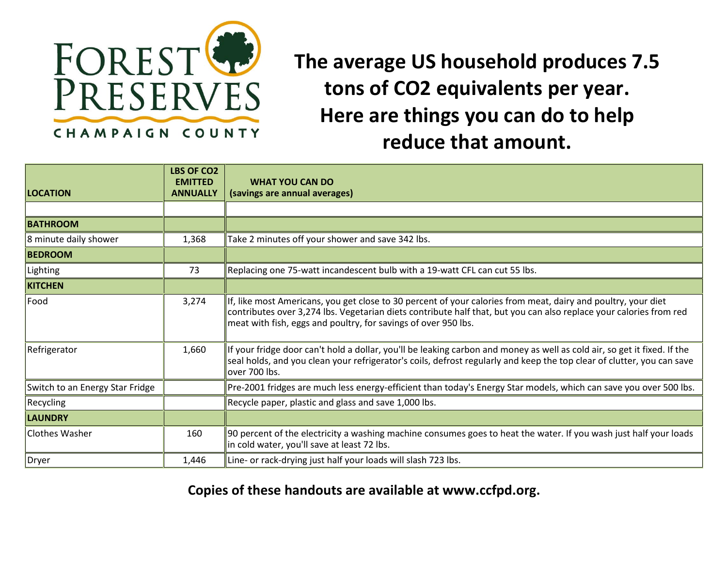FOREST PRESERVES
CHAMPAIGN COUNTY

# The average US household produces 7.5 tons of $CO_2$ equivalents per year. Here are things you can do to help reduce that amount.

| LOCATION | LBS OF CO2 EMITTED ANNUALLY | WHAT YOU CAN DO (savings are annual averages) |
|---|---|---|
| | | |
| **BATHROOM** | | |
| 8 minute daily shower | 1,368 | Take 2 minutes off your shower and save 342 lbs. |
| **BEDROOM** | | |
| Lighting | 73 | Replacing one 75-watt incandescent bulb with a 19-watt CFL can cut 55 lbs. |
| **KITCHEN** | | |
| Food | 3,274 | If, like most Americans, you get close to 30 percent of your calories from meat, dairy and poultry, your diet contributes over 3,274 lbs. Vegetarian diets contribute half that, but you can also replace your calories from red meat with fish, eggs and poultry, for savings of over 950 lbs. |
| Refrigerator | 1,660 | If your fridge door can't hold a dollar, you'll be leaking carbon and money as well as cold air, so get it fixed. If the seal holds, and you clean your refrigerator's coils, defrost regularly and keep the top clear of clutter, you can save over 700 lbs. |
| Switch to an Energy Star Fridge | | Pre-2001 fridges are much less energy-efficient than today's Energy Star models, which can save you over 500 lbs. |
| Recycling | | Recycle paper, plastic and glass and save 1,000 lbs. |
| **LAUNDRY** | | |
| Clothes Washer | 160 | 90 percent of the electricity a washing machine consumes goes to heat the water. If you wash just half your loads in cold water, you'll save at least 72 lbs. |
| Dryer | 1,446 | Line- or rack-drying just half your loads will slash 723 lbs. |

**Copies of these handouts are available at www.ccfpd.org.**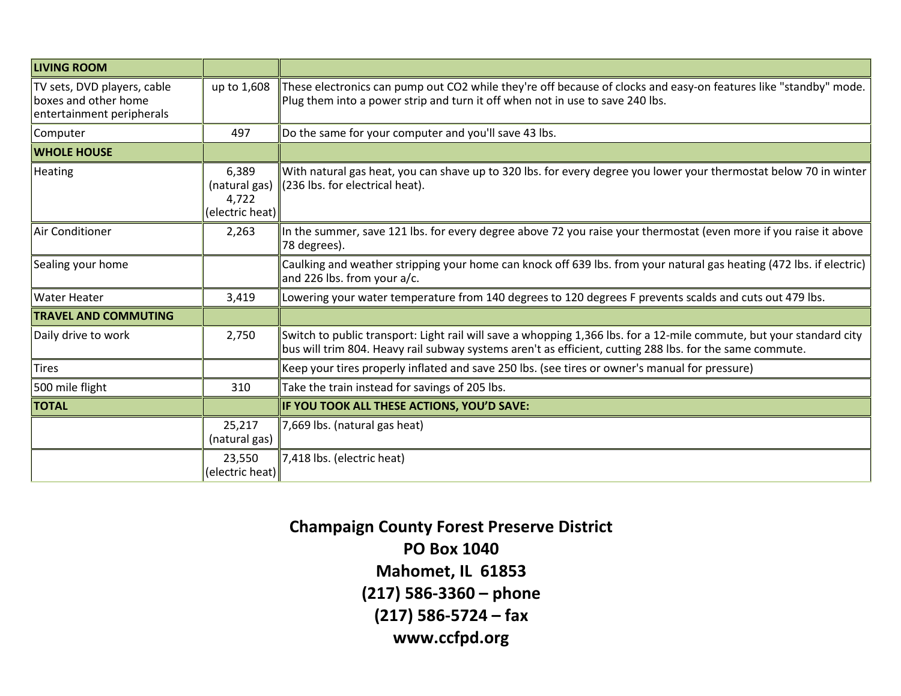| | | |
|---|---|---|
| **LIVING ROOM** | | |
| TV sets, DVD players, cable boxes and other home entertainment peripherals | up to 1,608 | These electronics can pump out CO2 while they're off because of clocks and easy-on features like "standby" mode. Plug them into a power strip and turn it off when not in use to save 240 lbs. |
| Computer | 497 | Do the same for your computer and you'll save 43 lbs. |
| **WHOLE HOUSE** | | |
| Heating | 6,389 (natural gas) 4,722 (electric heat) | With natural gas heat, you can shave up to 320 lbs. for every degree you lower your thermostat below 70 in winter (236 lbs. for electrical heat). |
| Air Conditioner | 2,263 | In the summer, save 121 lbs. for every degree above 72 you raise your thermostat (even more if you raise it above 78 degrees). |
| Sealing your home | | Caulking and weather stripping your home can knock off 639 lbs. from your natural gas heating (472 lbs. if electric) and 226 lbs. from your a/c. |
| Water Heater | 3,419 | Lowering your water temperature from 140 degrees to 120 degrees F prevents scalds and cuts out 479 lbs. |
| **TRAVEL AND COMMUTING** | | |
| Daily drive to work | 2,750 | Switch to public transport: Light rail will save a whopping 1,366 lbs. for a 12-mile commute, but your standard city bus will trim 804. Heavy rail subway systems aren't as efficient, cutting 288 lbs. for the same commute. |
| Tires | | Keep your tires properly inflated and save 250 lbs. (see tires or owner's manual for pressure) |
| 500 mile flight | 310 | Take the train instead for savings of 205 lbs. |
| **TOTAL** | | **IF YOU TOOK ALL THESE ACTIONS, YOU'D SAVE:** |
| | 25,217 (natural gas) | 7,669 lbs. (natural gas heat) |
| | 23,550 (electric heat) | 7,418 lbs. (electric heat) |

**Champaign County Forest Preserve District**
**PO Box 1040**
**Mahomet, IL 61853**
**(217) 586-3360 – phone**
**(217) 586-5724 – fax**
**www.ccfpd.org**